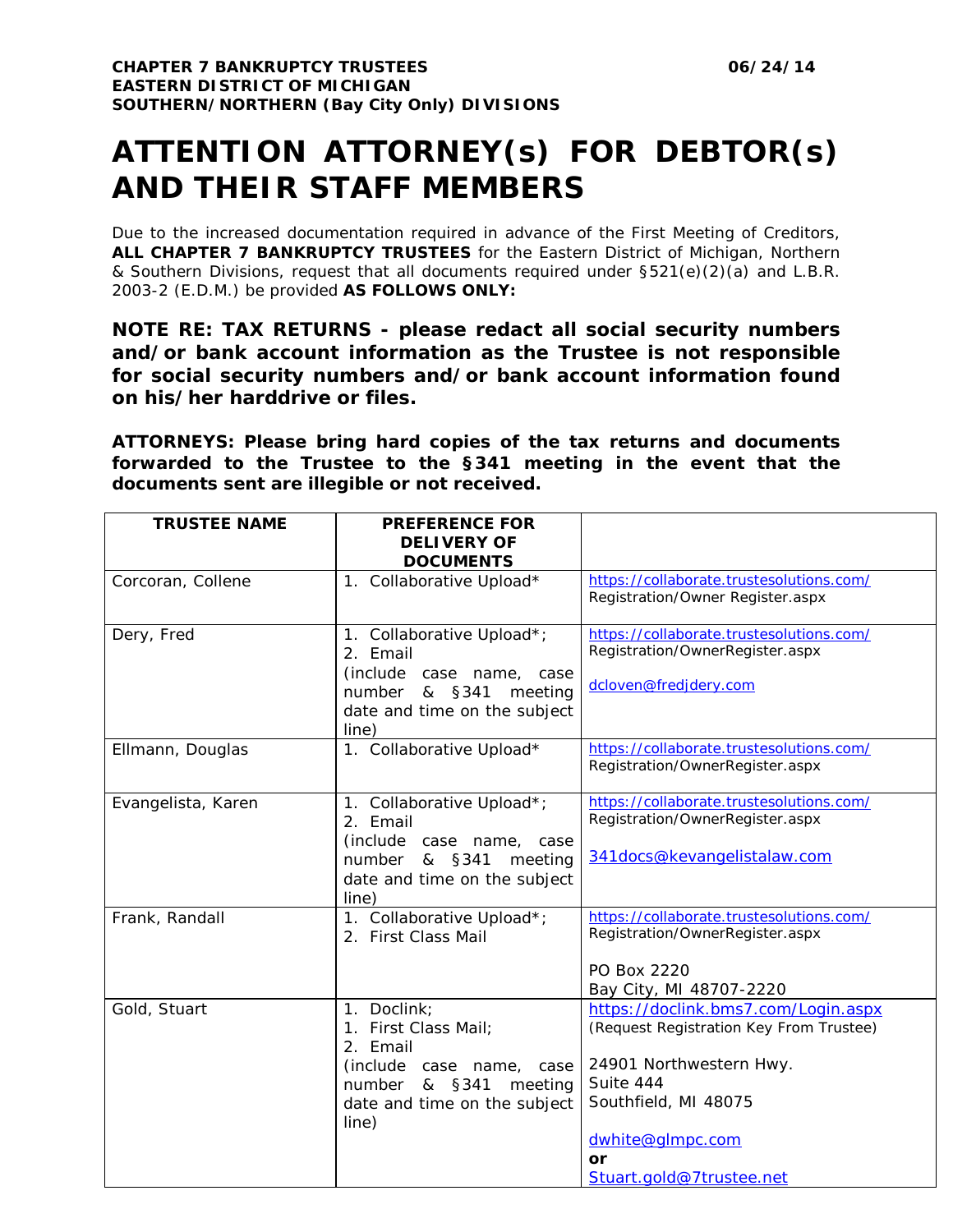**CHAPTER 7 BANKRUPTCY TRUSTEES** **06/24/14**
**EASTERN DISTRICT OF MICHIGAN**
**SOUTHERN/NORTHERN (Bay City Only) DIVISIONS**

# ATTENTION ATTORNEY(s) FOR DEBTOR(s) AND THEIR STAFF MEMBERS

Due to the increased documentation required in advance of the First Meeting of Creditors, **ALL CHAPTER 7 BANKRUPTCY TRUSTEES** for the Eastern District of Michigan, Northern & Southern Divisions, request that all documents required under §521(e)(2)(a) and L.B.R. 2003-2 (E.D.M.) be provided **AS FOLLOWS ONLY:**

**NOTE RE: TAX RETURNS - please redact all social security numbers and/or bank account information as the Trustee is not responsible for social security numbers and/or bank account information found on his/her harddrive or files.**

**ATTORNEYS: Please bring hard copies of the tax returns and documents forwarded to the Trustee to the §341 meeting in the event that the documents sent are illegible or not received.**

| TRUSTEE NAME | PREFERENCE FOR DELIVERY OF DOCUMENTS | |
|---|---|---|
| Corcoran, Collene | 1. Collaborative Upload* | https://collaborate.trustesolutions.com/ Registration/Owner Register.aspx |
| Dery, Fred | 1. Collaborative Upload*; 2. Email (include case name, case number & §341 meeting date and time on the subject line) | https://collaborate.trustesolutions.com/ Registration/OwnerRegister.aspx<br><br>dcloven@fredjdery.com |
| Ellmann, Douglas | 1. Collaborative Upload* | https://collaborate.trustesolutions.com/ Registration/OwnerRegister.aspx |
| Evangelista, Karen | 1. Collaborative Upload*; 2. Email (include case name, case number & §341 meeting date and time on the subject line) | https://collaborate.trustesolutions.com/ Registration/OwnerRegister.aspx<br><br>341docs@kevangelistalaw.com |
| Frank, Randall | 1. Collaborative Upload*; 2. First Class Mail | https://collaborate.trustesolutions.com/ Registration/OwnerRegister.aspx<br><br>PO Box 2220<br>Bay City, MI 48707-2220 |
| Gold, Stuart | 1. Doclink; 1. First Class Mail; 2. Email (include case name, case number & §341 meeting date and time on the subject line) | https://doclink.bms7.com/Login.aspx (Request Registration Key From Trustee)<br><br>24901 Northwestern Hwy.<br>Suite 444<br>Southfield, MI 48075<br><br>dwhite@glmpc.com<br>**or**<br>Stuart.gold@7trustee.net |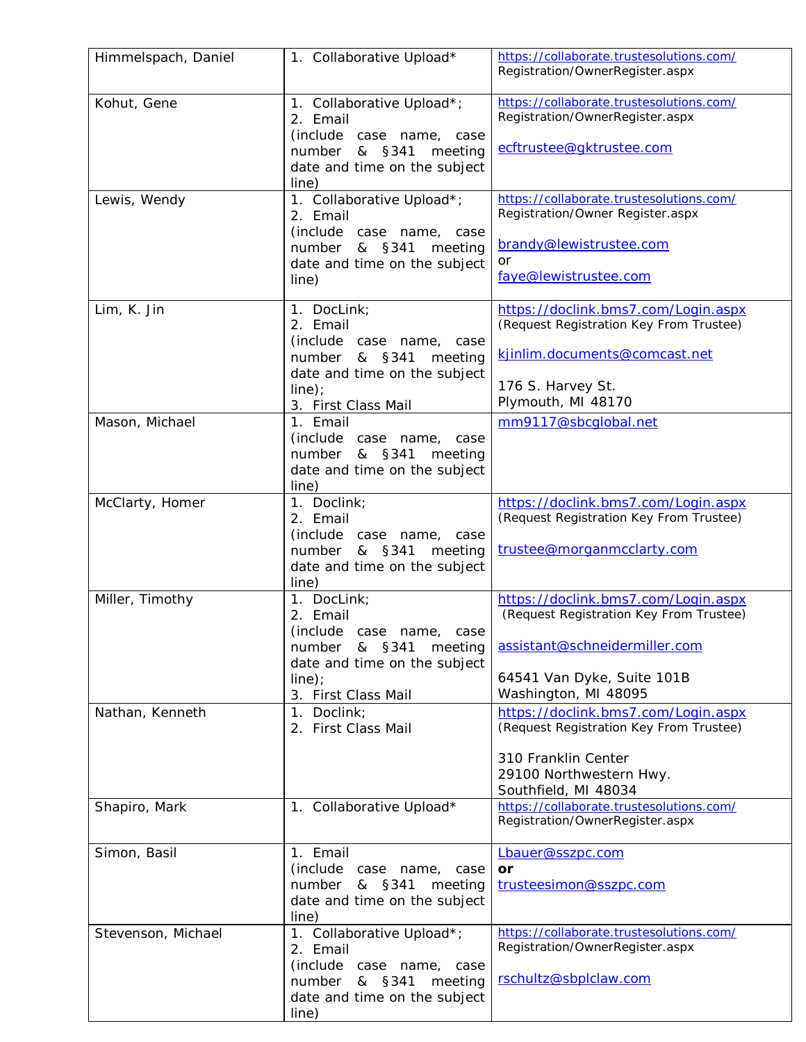| Himmelspach, Daniel | 1. Collaborative Upload* | https://collaborate.trustesolutions.com/Registration/OwnerRegister.aspx |
|---|---|---|
| Kohut, Gene | 1. Collaborative Upload*;<br>2. Email (include case name, case number & §341 meeting date and time on the subject line) | https://collaborate.trustesolutions.com/Registration/OwnerRegister.aspx<br><br>ecftrustee@gktrustee.com |
| Lewis, Wendy | 1. Collaborative Upload*;<br>2. Email (include case name, case number & §341 meeting date and time on the subject line) | https://collaborate.trustesolutions.com/Registration/Owner Register.aspx<br><br>brandy@lewistrustee.com<br>or<br>faye@lewistrustee.com |
| Lim, K. Jin | 1. DocLink;<br>2. Email (include case name, case number & §341 meeting date and time on the subject line);<br>3. First Class Mail | https://doclink.bms7.com/Login.aspx<br>(Request Registration Key From Trustee)<br><br>kjinlim.documents@comcast.net<br><br>176 S. Harvey St.<br>Plymouth, MI 48170 |
| Mason, Michael | 1. Email (include case name, case number & §341 meeting date and time on the subject line) | mm9117@sbcglobal.net |
| McClarty, Homer | 1. Doclink;<br>2. Email (include case name, case number & §341 meeting date and time on the subject line) | https://doclink.bms7.com/Login.aspx<br>(Request Registration Key From Trustee)<br><br>trustee@morganmcclarty.com |
| Miller, Timothy | 1. DocLink;<br>2. Email (include case name, case number & §341 meeting date and time on the subject line);<br>3. First Class Mail | https://doclink.bms7.com/Login.aspx<br>(Request Registration Key From Trustee)<br><br>assistant@schneidermiller.com<br><br>64541 Van Dyke, Suite 101B<br>Washington, MI 48095 |
| Nathan, Kenneth | 1. Doclink;<br>2. First Class Mail | https://doclink.bms7.com/Login.aspx<br>(Request Registration Key From Trustee)<br><br>310 Franklin Center<br>29100 Northwestern Hwy.<br>Southfield, MI 48034 |
| Shapiro, Mark | 1. Collaborative Upload* | https://collaborate.trustesolutions.com/Registration/OwnerRegister.aspx |
| Simon, Basil | 1. Email (include case name, case number & §341 meeting date and time on the subject line) | Lbauer@sszpc.com<br>**or**<br>trusteesimon@sszpc.com |
| Stevenson, Michael | 1. Collaborative Upload*;<br>2. Email (include case name, case number & §341 meeting date and time on the subject line) | https://collaborate.trustesolutions.com/Registration/OwnerRegister.aspx<br><br>rschultz@sbplclaw.com |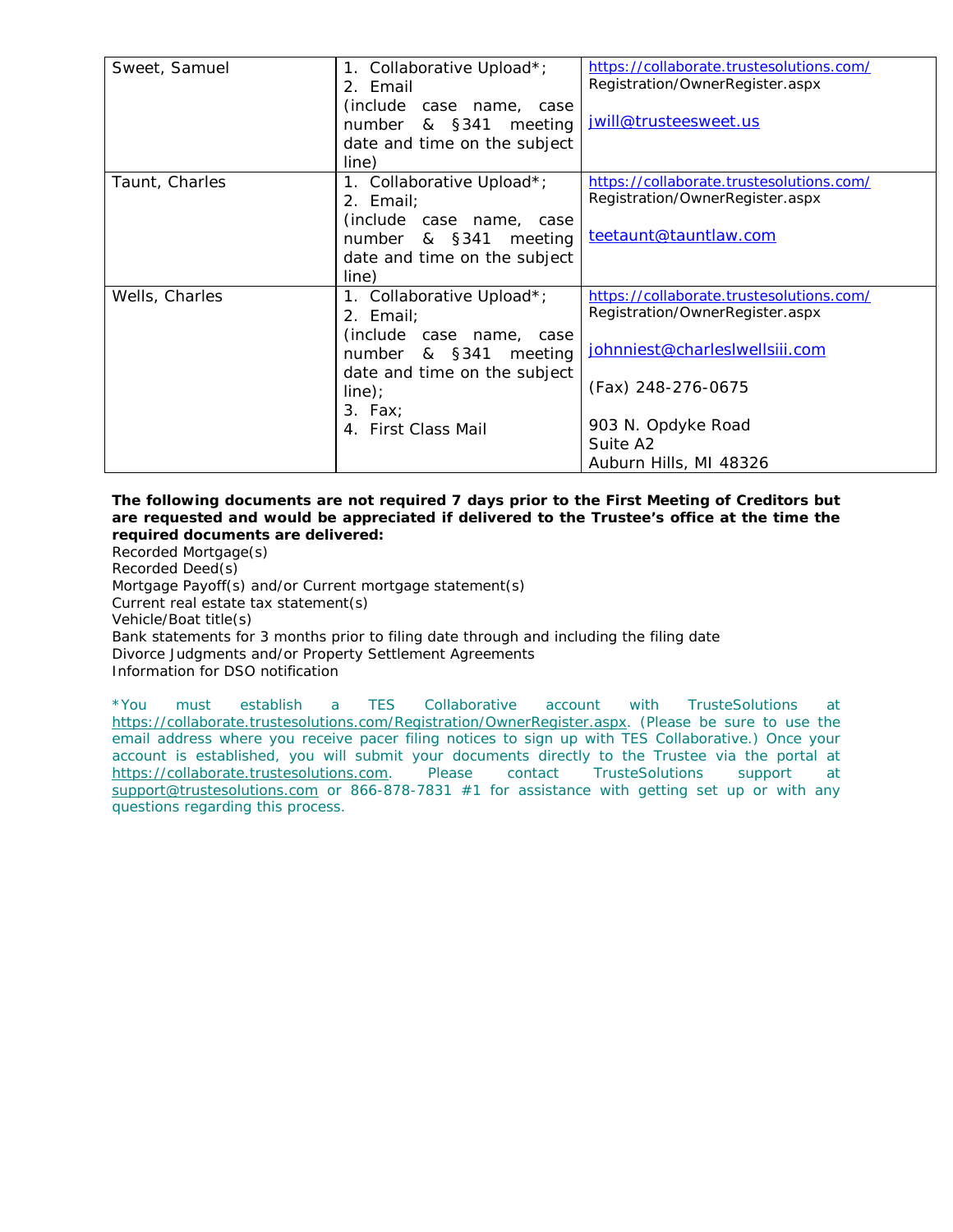| | | |
|---|---|---|
| Sweet, Samuel | 1. Collaborative Upload*;<br>2. Email<br>(include case name, case number & §341 meeting date and time on the subject line) | https://collaborate.trustesolutions.com/Registration/OwnerRegister.aspx<br><br>jwill@trusteesweet.us |
| Taunt, Charles | 1. Collaborative Upload*;<br>2. Email;<br>(include case name, case number & §341 meeting date and time on the subject line) | https://collaborate.trustesolutions.com/Registration/OwnerRegister.aspx<br><br>teetaunt@tauntlaw.com |
| Wells, Charles | 1. Collaborative Upload*;<br>2. Email;<br>(include case name, case number & §341 meeting date and time on the subject line);<br>3. Fax;<br>4. First Class Mail | https://collaborate.trustesolutions.com/Registration/OwnerRegister.aspx<br><br>johnniest@charleslwellsiii.com<br><br>(Fax) 248-276-0675<br><br>903 N. Opdyke Road<br>Suite A2<br>Auburn Hills, MI 48326 |

**The following documents are not required 7 days prior to the First Meeting of Creditors but are requested and would be appreciated if delivered to the Trustee's office at the time the required documents are delivered:**

Recorded Mortgage(s)
Recorded Deed(s)
Mortgage Payoff(s) and/or Current mortgage statement(s)
Current real estate tax statement(s)
Vehicle/Boat title(s)
Bank statements for 3 months prior to filing date through and including the filing date
Divorce Judgments and/or Property Settlement Agreements
Information for DSO notification

*You must establish a TES Collaborative account with TrusteSolutions at https://collaborate.trustesolutions.com/Registration/OwnerRegister.aspx. (Please be sure to use the email address where you receive pacer filing notices to sign up with TES Collaborative.) Once your account is established, you will submit your documents directly to the Trustee via the portal at https://collaborate.trustesolutions.com. Please contact TrusteSolutions support at support@trustesolutions.com or 866-878-7831 #1 for assistance with getting set up or with any questions regarding this process.